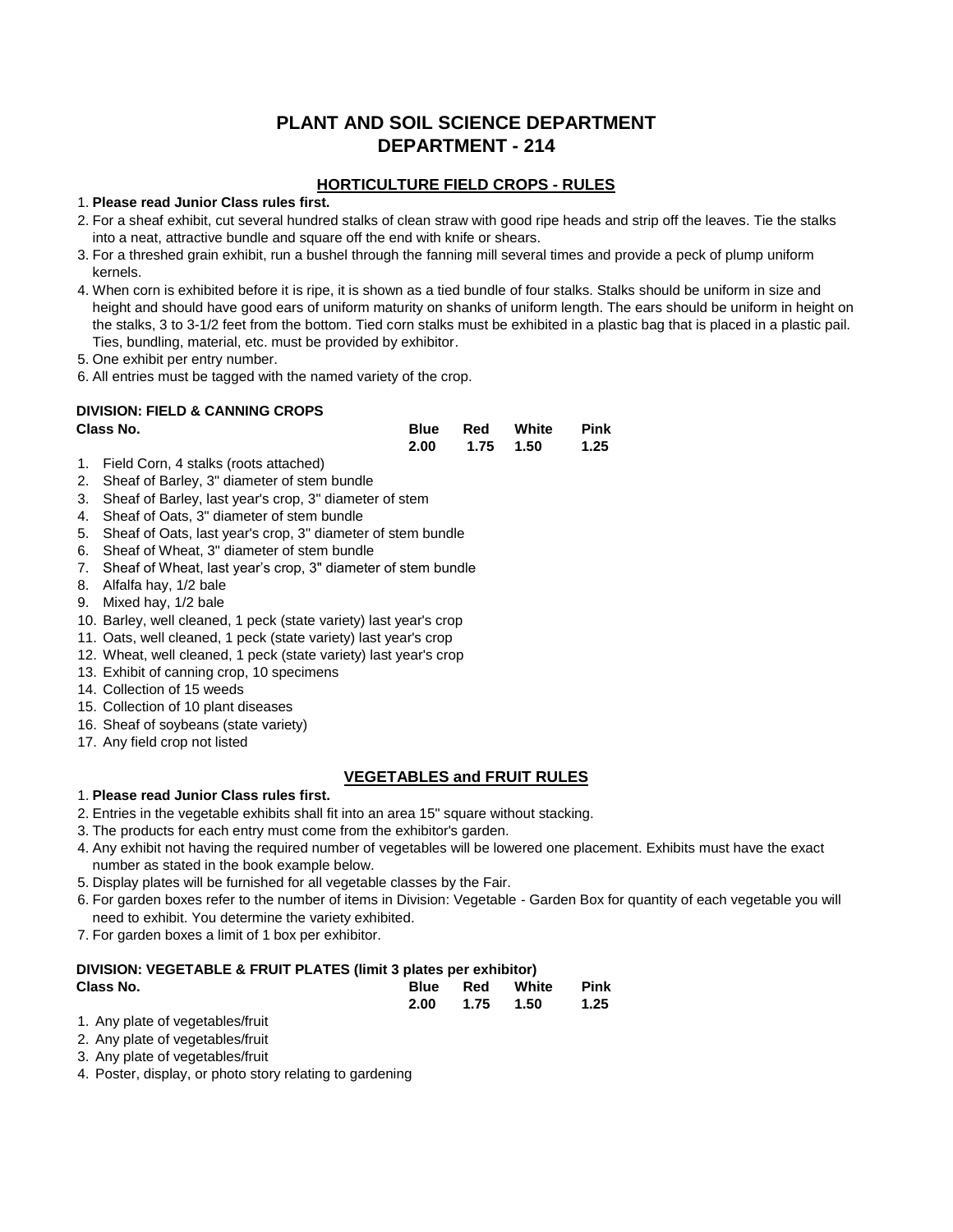# PLANT AND SOIL SCIENCE DEPARTMENT
# DEPARTMENT - 214

## HORTICULTURE FIELD CROPS - RULES

1. **Please read Junior Class rules first.**
2. For a sheaf exhibit, cut several hundred stalks of clean straw with good ripe heads and strip off the leaves. Tie the stalks into a neat, attractive bundle and square off the end with knife or shears.
3. For a threshed grain exhibit, run a bushel through the fanning mill several times and provide a peck of plump uniform kernels.
4. When corn is exhibited before it is ripe, it is shown as a tied bundle of four stalks. Stalks should be uniform in size and height and should have good ears of uniform maturity on shanks of uniform length. The ears should be uniform in height on the stalks, 3 to 3-1/2 feet from the bottom. Tied corn stalks must be exhibited in a plastic bag that is placed in a plastic pail. Ties, bundling, material, etc. must be provided by exhibitor.
5. One exhibit per entry number.
6. All entries must be tagged with the named variety of the crop.

**DIVISION: FIELD & CANNING CROPS**

| Class No. | Blue | Red | White | Pink |
|---|---|---|---|---|
| | 2.00 | 1.75 | 1.50 | 1.25 |

1. Field Corn, 4 stalks (roots attached)
2. Sheaf of Barley, 3" diameter of stem bundle
3. Sheaf of Barley, last year's crop, 3" diameter of stem
4. Sheaf of Oats, 3" diameter of stem bundle
5. Sheaf of Oats, last year's crop, 3" diameter of stem bundle
6. Sheaf of Wheat, 3" diameter of stem bundle
7. Sheaf of Wheat, last year's crop, 3" diameter of stem bundle
8. Alfalfa hay, 1/2 bale
9. Mixed hay, 1/2 bale
10. Barley, well cleaned, 1 peck (state variety) last year's crop
11. Oats, well cleaned, 1 peck (state variety) last year's crop
12. Wheat, well cleaned, 1 peck (state variety) last year's crop
13. Exhibit of canning crop, 10 specimens
14. Collection of 15 weeds
15. Collection of 10 plant diseases
16. Sheaf of soybeans (state variety)
17. Any field crop not listed

## VEGETABLES and FRUIT RULES

1. **Please read Junior Class rules first.**
2. Entries in the vegetable exhibits shall fit into an area 15" square without stacking.
3. The products for each entry must come from the exhibitor's garden.
4. Any exhibit not having the required number of vegetables will be lowered one placement. Exhibits must have the exact number as stated in the book example below.
5. Display plates will be furnished for all vegetable classes by the Fair.
6. For garden boxes refer to the number of items in Division: Vegetable - Garden Box for quantity of each vegetable you will need to exhibit. You determine the variety exhibited.
7. For garden boxes a limit of 1 box per exhibitor.

**DIVISION: VEGETABLE & FRUIT PLATES (limit 3 plates per exhibitor)**

| Class No. | Blue | Red | White | Pink |
|---|---|---|---|---|
| | 2.00 | 1.75 | 1.50 | 1.25 |

1. Any plate of vegetables/fruit
2. Any plate of vegetables/fruit
3. Any plate of vegetables/fruit
4. Poster, display, or photo story relating to gardening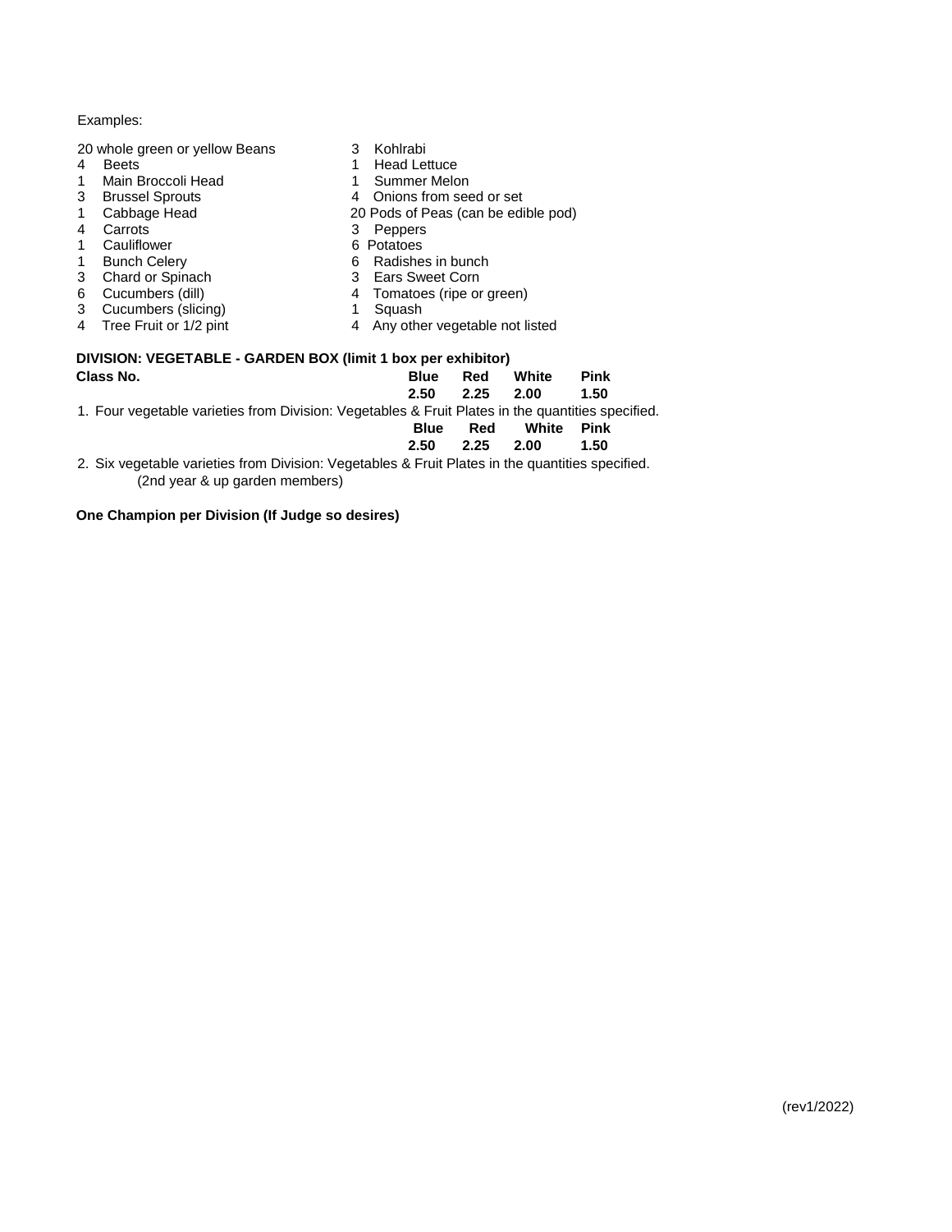Examples:

20 whole green or yellow Beans
4 Beets
1 Main Broccoli Head
3 Brussel Sprouts
1 Cabbage Head
4 Carrots
1 Cauliflower
1 Bunch Celery
3 Chard or Spinach
6 Cucumbers (dill)
3 Cucumbers (slicing)
4 Tree Fruit or 1/2 pint
3 Kohlrabi
1 Head Lettuce
1 Summer Melon
4 Onions from seed or set
20 Pods of Peas (can be edible pod)
3 Peppers
6 Potatoes
6 Radishes in bunch
3 Ears Sweet Corn
4 Tomatoes (ripe or green)
1 Squash
4 Any other vegetable not listed

**DIVISION: VEGETABLE - GARDEN BOX (limit 1 box per exhibitor)**

| Class No. | Blue | Red | White | Pink |
|---|---|---|---|---|
| | **2.50** | **2.25** | **2.00** | **1.50** |
| 1. Four vegetable varieties from Division: Vegetables & Fruit Plates in the quantities specified. | | | | |
| | **Blue** | **Red** | **White** | **Pink** |
| | **2.50** | **2.25** | **2.00** | **1.50** |
| 2. Six vegetable varieties from Division: Vegetables & Fruit Plates in the quantities specified. (2nd year & up garden members) | | | | |

**One Champion per Division (If Judge so desires)**

(rev1/2022)